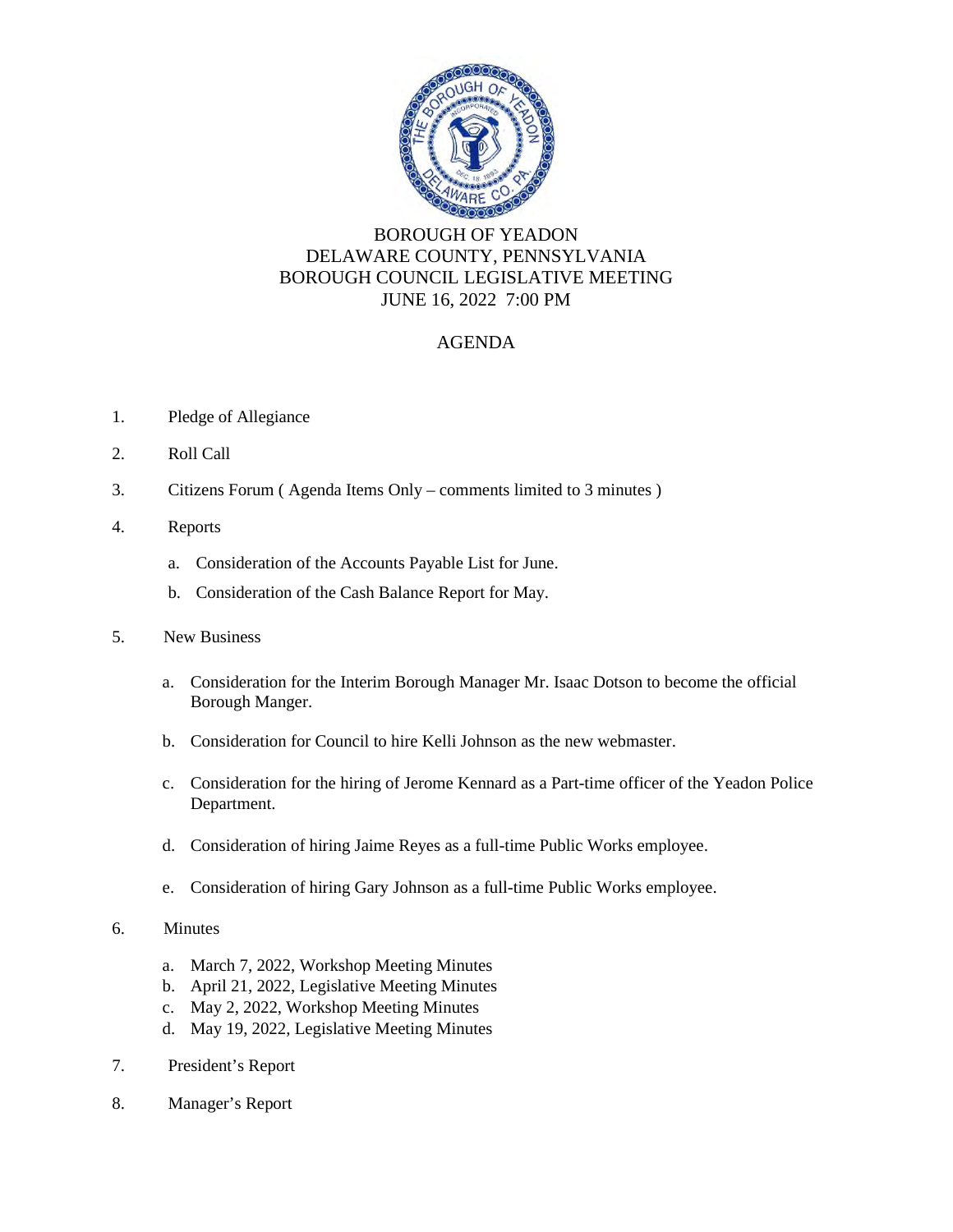# BOROUGH OF YEADON
## DELAWARE COUNTY, PENNSYLVANIA
## BOROUGH COUNCIL LEGISLATIVE MEETING
## JUNE 16, 2022 7:00 PM

## AGENDA

1. Pledge of Allegiance

2. Roll Call

3. Citizens Forum ( Agenda Items Only – comments limited to 3 minutes )

4. Reports

   a. Consideration of the Accounts Payable List for June.

   b. Consideration of the Cash Balance Report for May.

5. New Business

   a. Consideration for the Interim Borough Manager Mr. Isaac Dotson to become the official Borough Manger.

   b. Consideration for Council to hire Kelli Johnson as the new webmaster.

   c. Consideration for the hiring of Jerome Kennard as a Part-time officer of the Yeadon Police Department.

   d. Consideration of hiring Jaime Reyes as a full-time Public Works employee.

   e. Consideration of hiring Gary Johnson as a full-time Public Works employee.

6. Minutes

   a. March 7, 2022, Workshop Meeting Minutes
   b. April 21, 2022, Legislative Meeting Minutes
   c. May 2, 2022, Workshop Meeting Minutes
   d. May 19, 2022, Legislative Meeting Minutes

7. President's Report

8. Manager's Report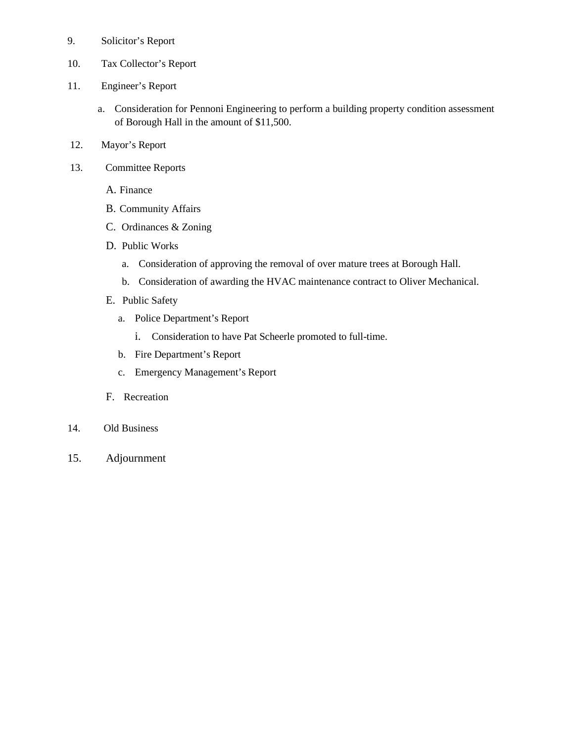9. Solicitor's Report

10. Tax Collector's Report

11. Engineer's Report

    a. Consideration for Pennoni Engineering to perform a building property condition assessment of Borough Hall in the amount of $11,500.

12. Mayor's Report

13. Committee Reports

    A. Finance

    B. Community Affairs

    C. Ordinances & Zoning

    D. Public Works

       a. Consideration of approving the removal of over mature trees at Borough Hall.

       b. Consideration of awarding the HVAC maintenance contract to Oliver Mechanical.

    E. Public Safety

       a. Police Department's Report

          i. Consideration to have Pat Scheerle promoted to full-time.

       b. Fire Department's Report

       c. Emergency Management's Report

    F. Recreation

14. Old Business

15. Adjournment